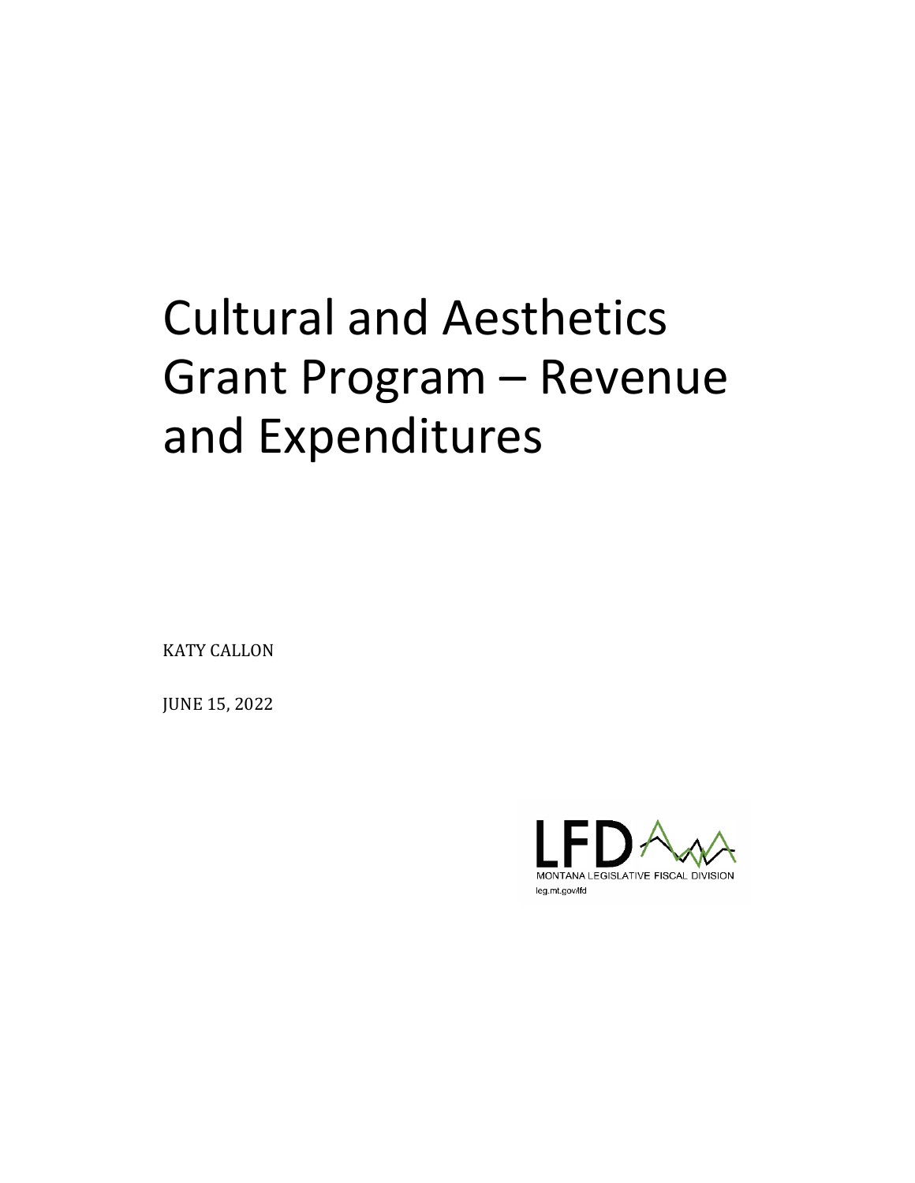# Cultural and Aesthetics Grant Program – Revenue and Expenditures

KATY CALLON

JUNE 15, 2022

LFD

MONTANA LEGISLATIVE FISCAL DIVISION

leg.mt.gov/lfd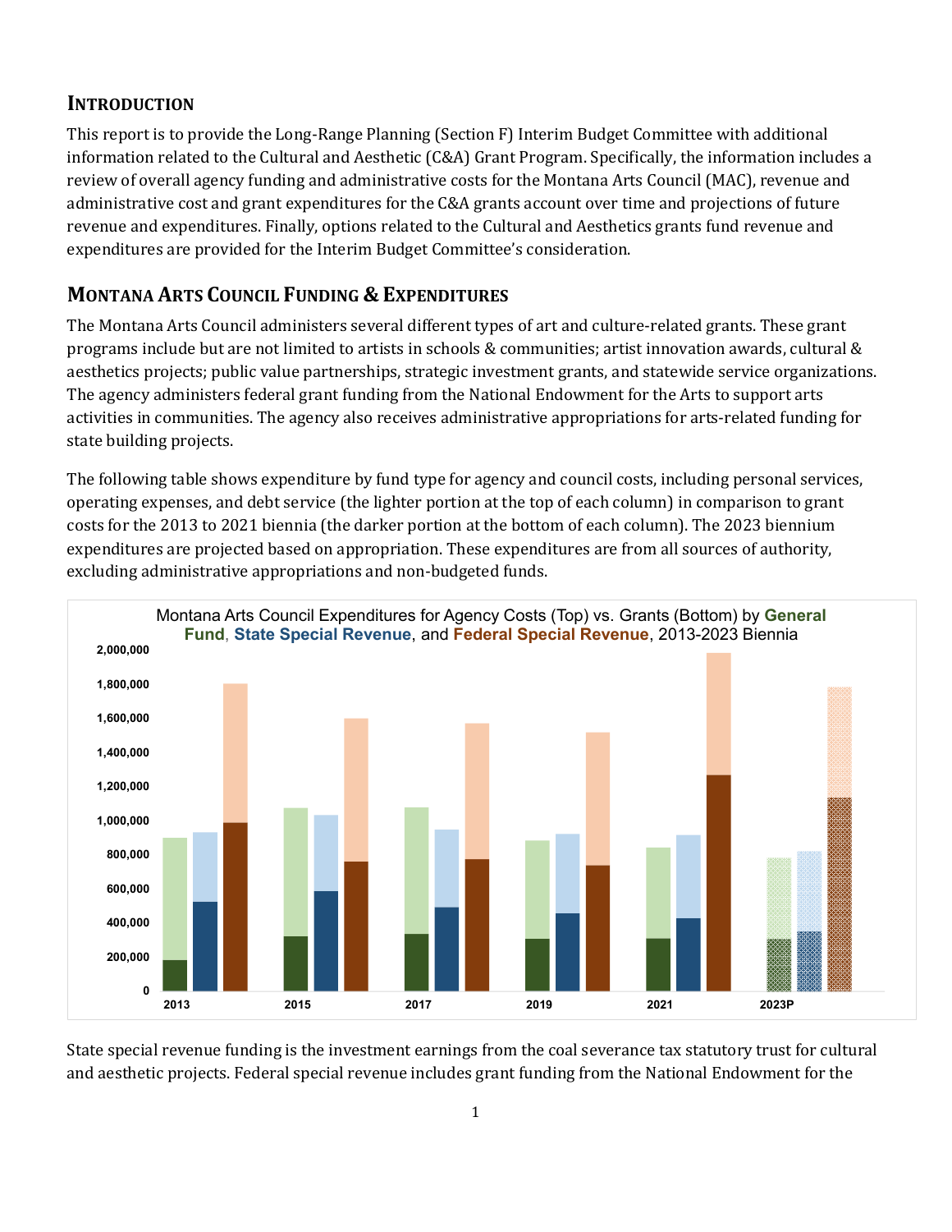## INTRODUCTION

This report is to provide the Long-Range Planning (Section F) Interim Budget Committee with additional information related to the Cultural and Aesthetic (C&A) Grant Program. Specifically, the information includes a review of overall agency funding and administrative costs for the Montana Arts Council (MAC), revenue and administrative cost and grant expenditures for the C&A grants account over time and projections of future revenue and expenditures. Finally, options related to the Cultural and Aesthetics grants fund revenue and expenditures are provided for the Interim Budget Committee's consideration.

## MONTANA ARTS COUNCIL FUNDING & EXPENDITURES

The Montana Arts Council administers several different types of art and culture-related grants. These grant programs include but are not limited to artists in schools & communities; artist innovation awards, cultural & aesthetics projects; public value partnerships, strategic investment grants, and statewide service organizations. The agency administers federal grant funding from the National Endowment for the Arts to support arts activities in communities. The agency also receives administrative appropriations for arts-related funding for state building projects.

The following table shows expenditure by fund type for agency and council costs, including personal services, operating expenses, and debt service (the lighter portion at the top of each column) in comparison to grant costs for the 2013 to 2021 biennia (the darker portion at the bottom of each column). The 2023 biennium expenditures are projected based on appropriation. These expenditures are from all sources of authority, excluding administrative appropriations and non-budgeted funds.

Montana Arts Council Expenditures for Agency Costs (Top) vs. Grants (Bottom) by **General Fund**, **State Special Revenue**, and **Federal Special Revenue**, 2013-2023 Biennia

State special revenue funding is the investment earnings from the coal severance tax statutory trust for cultural and aesthetic projects. Federal special revenue includes grant funding from the National Endowment for the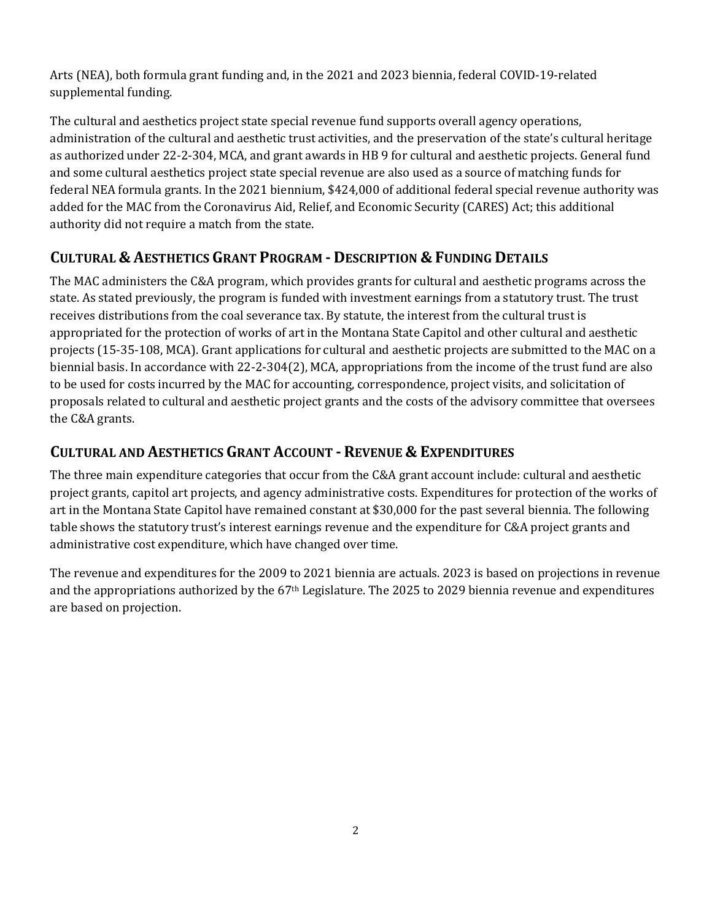Arts (NEA), both formula grant funding and, in the 2021 and 2023 biennia, federal COVID-19-related supplemental funding.

The cultural and aesthetics project state special revenue fund supports overall agency operations, administration of the cultural and aesthetic trust activities, and the preservation of the state's cultural heritage as authorized under 22-2-304, MCA, and grant awards in HB 9 for cultural and aesthetic projects. General fund and some cultural aesthetics project state special revenue are also used as a source of matching funds for federal NEA formula grants. In the 2021 biennium, $424,000 of additional federal special revenue authority was added for the MAC from the Coronavirus Aid, Relief, and Economic Security (CARES) Act; this additional authority did not require a match from the state.

## Cultural & Aesthetics Grant Program - Description & Funding Details

The MAC administers the C&A program, which provides grants for cultural and aesthetic programs across the state. As stated previously, the program is funded with investment earnings from a statutory trust. The trust receives distributions from the coal severance tax. By statute, the interest from the cultural trust is appropriated for the protection of works of art in the Montana State Capitol and other cultural and aesthetic projects (15-35-108, MCA). Grant applications for cultural and aesthetic projects are submitted to the MAC on a biennial basis. In accordance with 22-2-304(2), MCA, appropriations from the income of the trust fund are also to be used for costs incurred by the MAC for accounting, correspondence, project visits, and solicitation of proposals related to cultural and aesthetic project grants and the costs of the advisory committee that oversees the C&A grants.

## Cultural and Aesthetics Grant Account - Revenue & Expenditures

The three main expenditure categories that occur from the C&A grant account include: cultural and aesthetic project grants, capitol art projects, and agency administrative costs. Expenditures for protection of the works of art in the Montana State Capitol have remained constant at $30,000 for the past several biennia. The following table shows the statutory trust's interest earnings revenue and the expenditure for C&A project grants and administrative cost expenditure, which have changed over time.

The revenue and expenditures for the 2009 to 2021 biennia are actuals. 2023 is based on projections in revenue and the appropriations authorized by the 67th Legislature. The 2025 to 2029 biennia revenue and expenditures are based on projection.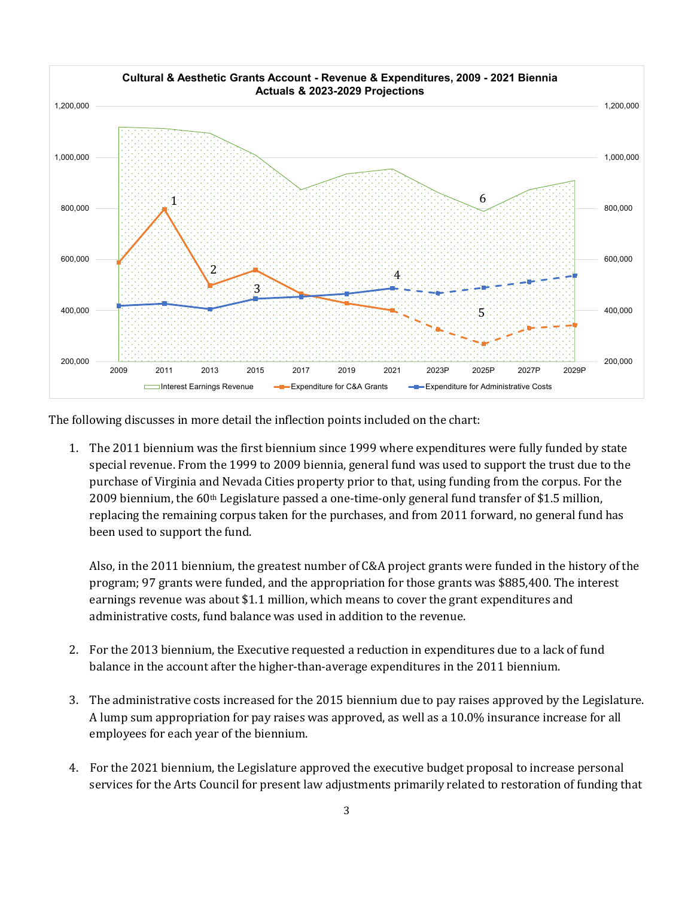**Cultural & Aesthetic Grants Account - Revenue & Expenditures, 2009 - 2021 Biennia Actuals & 2023-2029 Projections**

The following discusses in more detail the inflection points included on the chart:

1. The 2011 biennium was the first biennium since 1999 where expenditures were fully funded by state special revenue. From the 1999 to 2009 biennia, general fund was used to support the trust due to the purchase of Virginia and Nevada Cities property prior to that, using funding from the corpus. For the 2009 biennium, the 60th Legislature passed a one-time-only general fund transfer of $1.5 million, replacing the remaining corpus taken for the purchases, and from 2011 forward, no general fund has been used to support the fund.

   Also, in the 2011 biennium, the greatest number of C&A project grants were funded in the history of the program; 97 grants were funded, and the appropriation for those grants was $885,400. The interest earnings revenue was about $1.1 million, which means to cover the grant expenditures and administrative costs, fund balance was used in addition to the revenue.

2. For the 2013 biennium, the Executive requested a reduction in expenditures due to a lack of fund balance in the account after the higher-than-average expenditures in the 2011 biennium.

3. The administrative costs increased for the 2015 biennium due to pay raises approved by the Legislature. A lump sum appropriation for pay raises was approved, as well as a 10.0% insurance increase for all employees for each year of the biennium.

4. For the 2021 biennium, the Legislature approved the executive budget proposal to increase personal services for the Arts Council for present law adjustments primarily related to restoration of funding that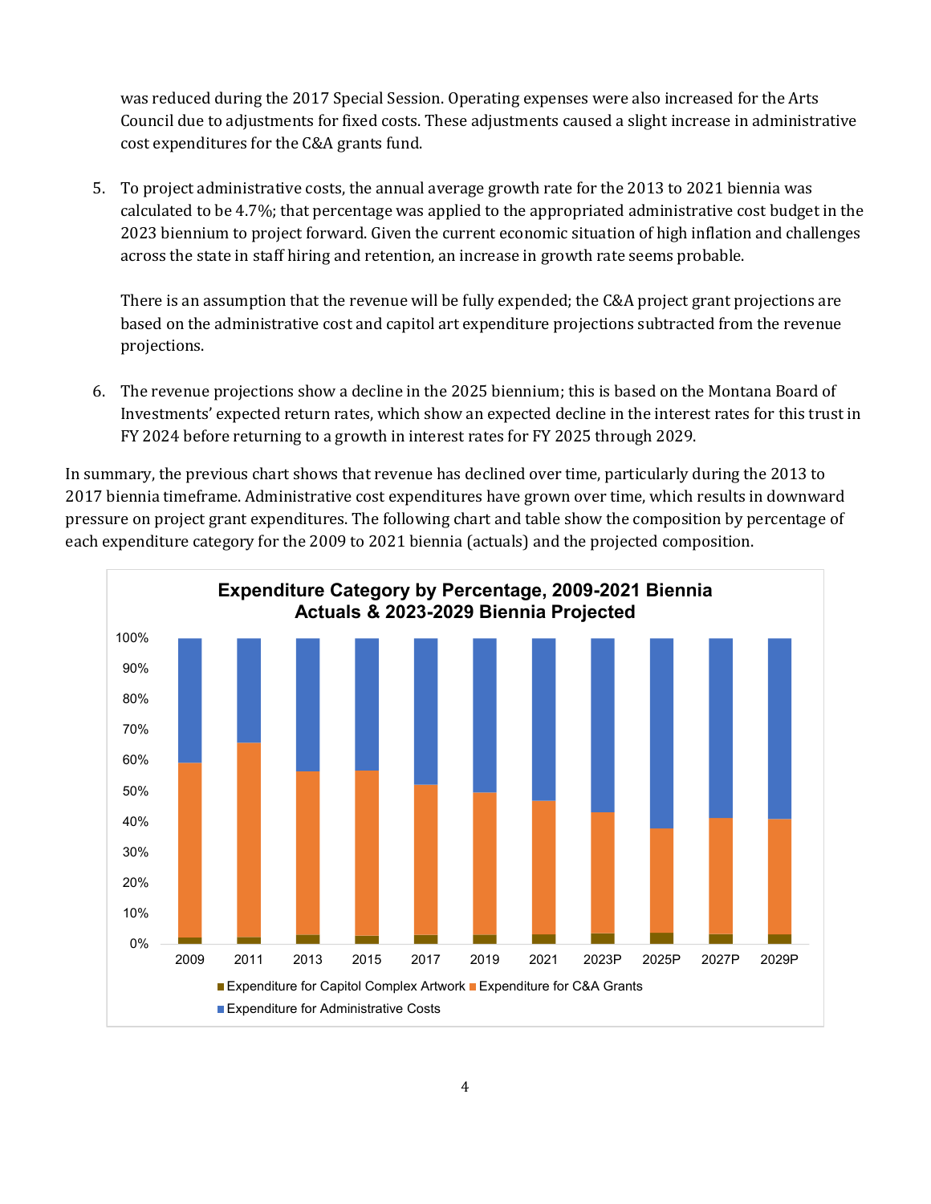was reduced during the 2017 Special Session. Operating expenses were also increased for the Arts Council due to adjustments for fixed costs. These adjustments caused a slight increase in administrative cost expenditures for the C&A grants fund.

5. To project administrative costs, the annual average growth rate for the 2013 to 2021 biennia was calculated to be 4.7%; that percentage was applied to the appropriated administrative cost budget in the 2023 biennium to project forward. Given the current economic situation of high inflation and challenges across the state in staff hiring and retention, an increase in growth rate seems probable.

   There is an assumption that the revenue will be fully expended; the C&A project grant projections are based on the administrative cost and capitol art expenditure projections subtracted from the revenue projections.

6. The revenue projections show a decline in the 2025 biennium; this is based on the Montana Board of Investments' expected return rates, which show an expected decline in the interest rates for this trust in FY 2024 before returning to a growth in interest rates for FY 2025 through 2029.

In summary, the previous chart shows that revenue has declined over time, particularly during the 2013 to 2017 biennia timeframe. Administrative cost expenditures have grown over time, which results in downward pressure on project grant expenditures. The following chart and table show the composition by percentage of each expenditure category for the 2009 to 2021 biennia (actuals) and the projected composition.

**Expenditure Category by Percentage, 2009-2021 Biennia Actuals & 2023-2029 Biennia Projected**

(Chart legend: Expenditure for Capitol Complex Artwork; Expenditure for C&A Grants; Expenditure for Administrative Costs. Biennia: 2009, 2011, 2013, 2015, 2017, 2019, 2021, 2023P, 2025P, 2027P, 2029P)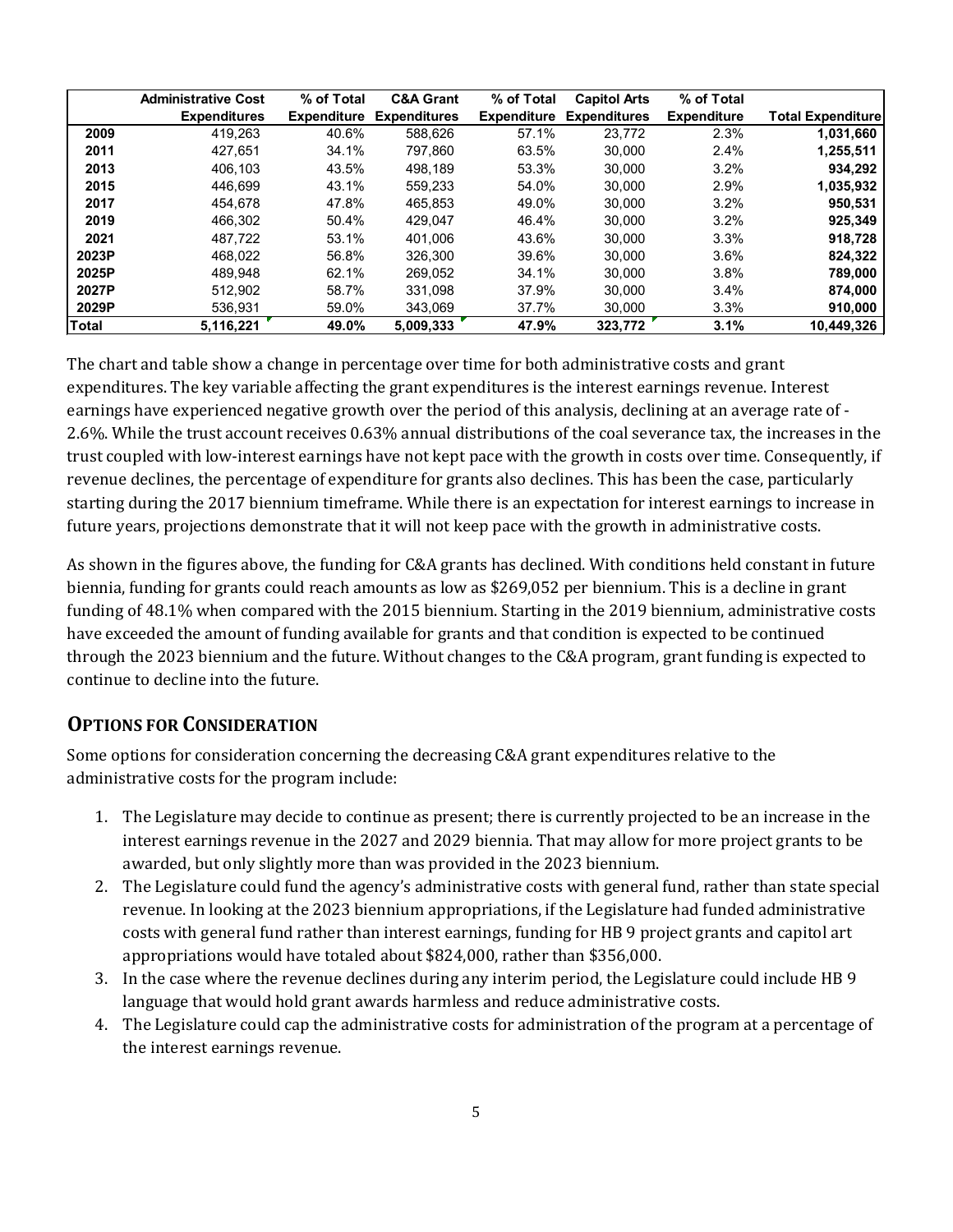| | Administrative Cost Expenditures | % of Total Expenditure | C&A Grant Expenditures | % of Total Expenditure | Capitol Arts Expenditures | % of Total Expenditure | Total Expenditure |
|---|---|---|---|---|---|---|---|
| **2009** | 419,263 | 40.6% | 588,626 | 57.1% | 23,772 | 2.3% | **1,031,660** |
| **2011** | 427,651 | 34.1% | 797,860 | 63.5% | 30,000 | 2.4% | **1,255,511** |
| **2013** | 406,103 | 43.5% | 498,189 | 53.3% | 30,000 | 3.2% | **934,292** |
| **2015** | 446,699 | 43.1% | 559,233 | 54.0% | 30,000 | 2.9% | **1,035,932** |
| **2017** | 454,678 | 47.8% | 465,853 | 49.0% | 30,000 | 3.2% | **950,531** |
| **2019** | 466,302 | 50.4% | 429,047 | 46.4% | 30,000 | 3.2% | **925,349** |
| **2021** | 487,722 | 53.1% | 401,006 | 43.6% | 30,000 | 3.3% | **918,728** |
| **2023P** | 468,022 | 56.8% | 326,300 | 39.6% | 30,000 | 3.6% | **824,322** |
| **2025P** | 489,948 | 62.1% | 269,052 | 34.1% | 30,000 | 3.8% | **789,000** |
| **2027P** | 512,902 | 58.7% | 331,098 | 37.9% | 30,000 | 3.4% | **874,000** |
| **2029P** | 536,931 | 59.0% | 343,069 | 37.7% | 30,000 | 3.3% | **910,000** |
| **Total** | **5,116,221** | **49.0%** | **5,009,333** | **47.9%** | **323,772** | **3.1%** | **10,449,326** |

The chart and table show a change in percentage over time for both administrative costs and grant expenditures. The key variable affecting the grant expenditures is the interest earnings revenue. Interest earnings have experienced negative growth over the period of this analysis, declining at an average rate of -2.6%. While the trust account receives 0.63% annual distributions of the coal severance tax, the increases in the trust coupled with low-interest earnings have not kept pace with the growth in costs over time. Consequently, if revenue declines, the percentage of expenditure for grants also declines. This has been the case, particularly starting during the 2017 biennium timeframe. While there is an expectation for interest earnings to increase in future years, projections demonstrate that it will not keep pace with the growth in administrative costs.

As shown in the figures above, the funding for C&A grants has declined. With conditions held constant in future biennia, funding for grants could reach amounts as low as $269,052 per biennium. This is a decline in grant funding of 48.1% when compared with the 2015 biennium. Starting in the 2019 biennium, administrative costs have exceeded the amount of funding available for grants and that condition is expected to be continued through the 2023 biennium and the future. Without changes to the C&A program, grant funding is expected to continue to decline into the future.

## OPTIONS FOR CONSIDERATION

Some options for consideration concerning the decreasing C&A grant expenditures relative to the administrative costs for the program include:

1. The Legislature may decide to continue as present; there is currently projected to be an increase in the interest earnings revenue in the 2027 and 2029 biennia. That may allow for more project grants to be awarded, but only slightly more than was provided in the 2023 biennium.
2. The Legislature could fund the agency's administrative costs with general fund, rather than state special revenue. In looking at the 2023 biennium appropriations, if the Legislature had funded administrative costs with general fund rather than interest earnings, funding for HB 9 project grants and capitol art appropriations would have totaled about $824,000, rather than $356,000.
3. In the case where the revenue declines during any interim period, the Legislature could include HB 9 language that would hold grant awards harmless and reduce administrative costs.
4. The Legislature could cap the administrative costs for administration of the program at a percentage of the interest earnings revenue.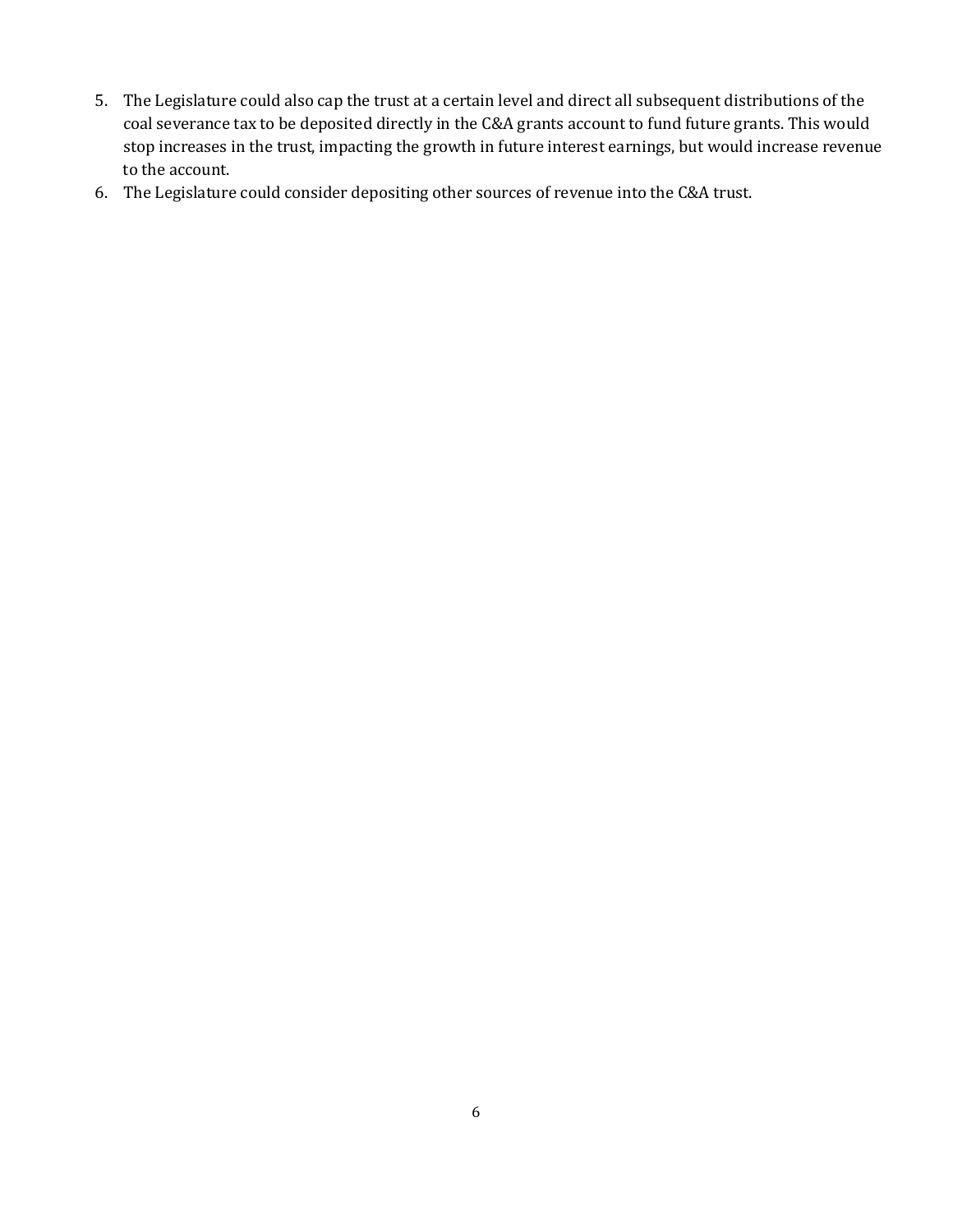5. The Legislature could also cap the trust at a certain level and direct all subsequent distributions of the coal severance tax to be deposited directly in the C&A grants account to fund future grants. This would stop increases in the trust, impacting the growth in future interest earnings, but would increase revenue to the account.
6. The Legislature could consider depositing other sources of revenue into the C&A trust.